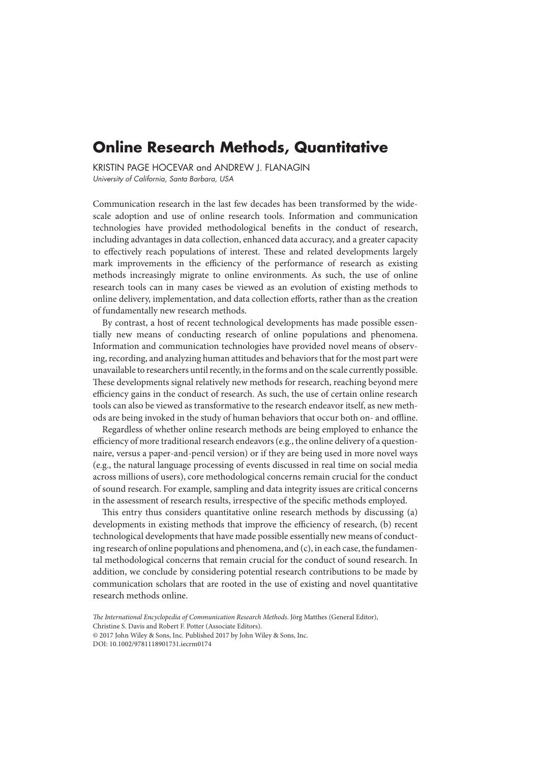# Online Research Methods, Quantitative

KRISTIN PAGE HOCEVAR and ANDREW J. FLANAGIN

*University of California, Santa Barbara, USA*

Communication research in the last few decades has been transformed by the widescale adoption and use of online research tools. Information and communication technologies have provided methodological benefits in the conduct of research, including advantages in data collection, enhanced data accuracy, and a greater capacity to effectively reach populations of interest. These and related developments largely mark improvements in the efficiency of the performance of research as existing methods increasingly migrate to online environments. As such, the use of online research tools can in many cases be viewed as an evolution of existing methods to online delivery, implementation, and data collection efforts, rather than as the creation of fundamentally new research methods.

By contrast, a host of recent technological developments has made possible essentially new means of conducting research of online populations and phenomena. Information and communication technologies have provided novel means of observing, recording, and analyzing human attitudes and behaviors that for the most part were unavailable to researchers until recently, in the forms and on the scale currently possible. These developments signal relatively new methods for research, reaching beyond mere efficiency gains in the conduct of research. As such, the use of certain online research tools can also be viewed as transformative to the research endeavor itself, as new methods are being invoked in the study of human behaviors that occur both on- and offline.

Regardless of whether online research methods are being employed to enhance the efficiency of more traditional research endeavors (e.g., the online delivery of a questionnaire, versus a paper-and-pencil version) or if they are being used in more novel ways (e.g., the natural language processing of events discussed in real time on social media across millions of users), core methodological concerns remain crucial for the conduct of sound research. For example, sampling and data integrity issues are critical concerns in the assessment of research results, irrespective of the specific methods employed.

This entry thus considers quantitative online research methods by discussing (a) developments in existing methods that improve the efficiency of research, (b) recent technological developments that have made possible essentially new means of conducting research of online populations and phenomena, and (c), in each case, the fundamental methodological concerns that remain crucial for the conduct of sound research. In addition, we conclude by considering potential research contributions to be made by communication scholars that are rooted in the use of existing and novel quantitative research methods online.

*The International Encyclopedia of Communication Research Methods.* Jörg Matthes (General Editor), Christine S. Davis and Robert F. Potter (Associate Editors).
© 2017 John Wiley & Sons, Inc. Published 2017 by John Wiley & Sons, Inc.
DOI: 10.1002/9781118901731.iecrm0174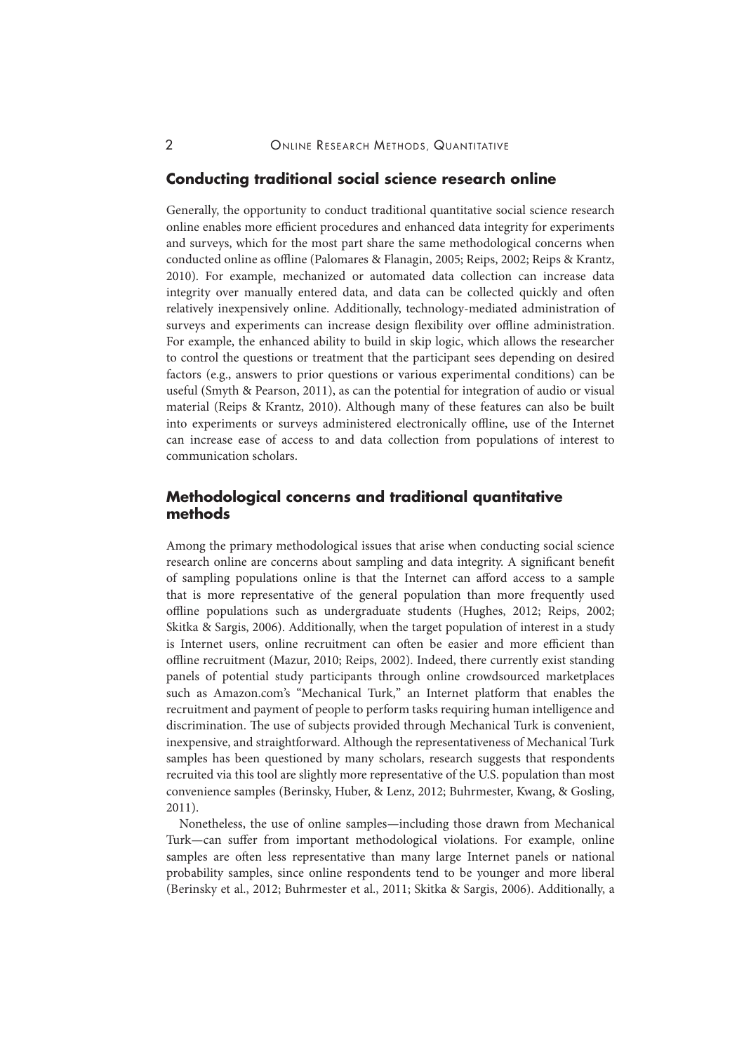## Conducting traditional social science research online

Generally, the opportunity to conduct traditional quantitative social science research online enables more efficient procedures and enhanced data integrity for experiments and surveys, which for the most part share the same methodological concerns when conducted online as offline (Palomares & Flanagin, 2005; Reips, 2002; Reips & Krantz, 2010). For example, mechanized or automated data collection can increase data integrity over manually entered data, and data can be collected quickly and often relatively inexpensively online. Additionally, technology-mediated administration of surveys and experiments can increase design flexibility over offline administration. For example, the enhanced ability to build in skip logic, which allows the researcher to control the questions or treatment that the participant sees depending on desired factors (e.g., answers to prior questions or various experimental conditions) can be useful (Smyth & Pearson, 2011), as can the potential for integration of audio or visual material (Reips & Krantz, 2010). Although many of these features can also be built into experiments or surveys administered electronically offline, use of the Internet can increase ease of access to and data collection from populations of interest to communication scholars.

## Methodological concerns and traditional quantitative methods

Among the primary methodological issues that arise when conducting social science research online are concerns about sampling and data integrity. A significant benefit of sampling populations online is that the Internet can afford access to a sample that is more representative of the general population than more frequently used offline populations such as undergraduate students (Hughes, 2012; Reips, 2002; Skitka & Sargis, 2006). Additionally, when the target population of interest in a study is Internet users, online recruitment can often be easier and more efficient than offline recruitment (Mazur, 2010; Reips, 2002). Indeed, there currently exist standing panels of potential study participants through online crowdsourced marketplaces such as Amazon.com's "Mechanical Turk," an Internet platform that enables the recruitment and payment of people to perform tasks requiring human intelligence and discrimination. The use of subjects provided through Mechanical Turk is convenient, inexpensive, and straightforward. Although the representativeness of Mechanical Turk samples has been questioned by many scholars, research suggests that respondents recruited via this tool are slightly more representative of the U.S. population than most convenience samples (Berinsky, Huber, & Lenz, 2012; Buhrmester, Kwang, & Gosling, 2011).

Nonetheless, the use of online samples—including those drawn from Mechanical Turk—can suffer from important methodological violations. For example, online samples are often less representative than many large Internet panels or national probability samples, since online respondents tend to be younger and more liberal (Berinsky et al., 2012; Buhrmester et al., 2011; Skitka & Sargis, 2006). Additionally, a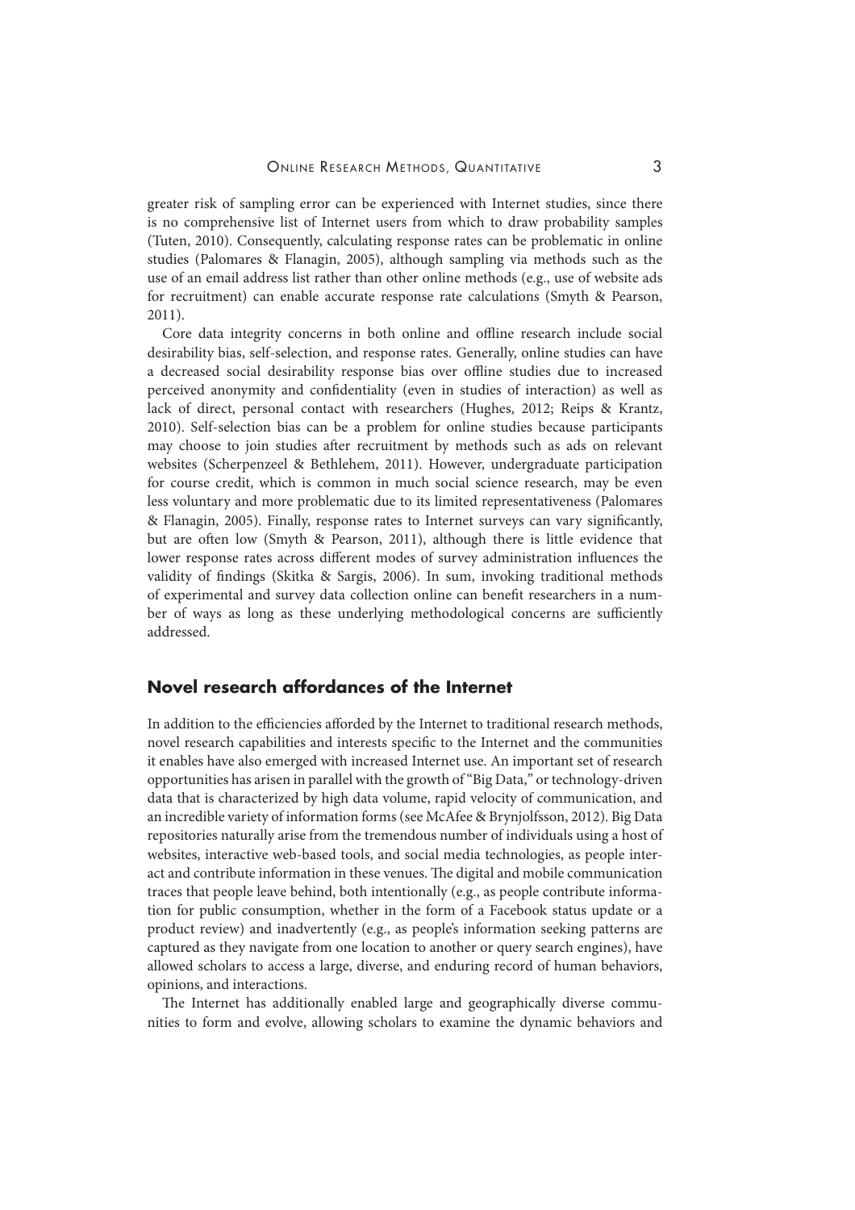greater risk of sampling error can be experienced with Internet studies, since there is no comprehensive list of Internet users from which to draw probability samples (Tuten, 2010). Consequently, calculating response rates can be problematic in online studies (Palomares & Flanagin, 2005), although sampling via methods such as the use of an email address list rather than other online methods (e.g., use of website ads for recruitment) can enable accurate response rate calculations (Smyth & Pearson, 2011).

Core data integrity concerns in both online and offline research include social desirability bias, self-selection, and response rates. Generally, online studies can have a decreased social desirability response bias over offline studies due to increased perceived anonymity and confidentiality (even in studies of interaction) as well as lack of direct, personal contact with researchers (Hughes, 2012; Reips & Krantz, 2010). Self-selection bias can be a problem for online studies because participants may choose to join studies after recruitment by methods such as ads on relevant websites (Scherpenzeel & Bethlehem, 2011). However, undergraduate participation for course credit, which is common in much social science research, may be even less voluntary and more problematic due to its limited representativeness (Palomares & Flanagin, 2005). Finally, response rates to Internet surveys can vary significantly, but are often low (Smyth & Pearson, 2011), although there is little evidence that lower response rates across different modes of survey administration influences the validity of findings (Skitka & Sargis, 2006). In sum, invoking traditional methods of experimental and survey data collection online can benefit researchers in a number of ways as long as these underlying methodological concerns are sufficiently addressed.

## Novel research affordances of the Internet

In addition to the efficiencies afforded by the Internet to traditional research methods, novel research capabilities and interests specific to the Internet and the communities it enables have also emerged with increased Internet use. An important set of research opportunities has arisen in parallel with the growth of "Big Data," or technology-driven data that is characterized by high data volume, rapid velocity of communication, and an incredible variety of information forms (see McAfee & Brynjolfsson, 2012). Big Data repositories naturally arise from the tremendous number of individuals using a host of websites, interactive web-based tools, and social media technologies, as people interact and contribute information in these venues. The digital and mobile communication traces that people leave behind, both intentionally (e.g., as people contribute information for public consumption, whether in the form of a Facebook status update or a product review) and inadvertently (e.g., as people's information seeking patterns are captured as they navigate from one location to another or query search engines), have allowed scholars to access a large, diverse, and enduring record of human behaviors, opinions, and interactions.

The Internet has additionally enabled large and geographically diverse communities to form and evolve, allowing scholars to examine the dynamic behaviors and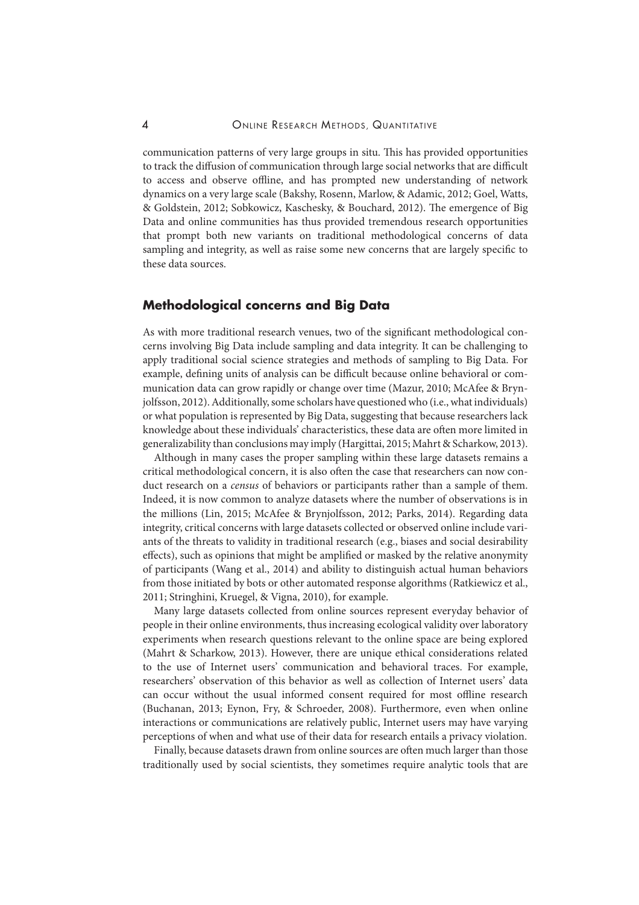communication patterns of very large groups in situ. This has provided opportunities to track the diffusion of communication through large social networks that are difficult to access and observe offline, and has prompted new understanding of network dynamics on a very large scale (Bakshy, Rosenn, Marlow, & Adamic, 2012; Goel, Watts, & Goldstein, 2012; Sobkowicz, Kaschesky, & Bouchard, 2012). The emergence of Big Data and online communities has thus provided tremendous research opportunities that prompt both new variants on traditional methodological concerns of data sampling and integrity, as well as raise some new concerns that are largely specific to these data sources.

## Methodological concerns and Big Data

As with more traditional research venues, two of the significant methodological concerns involving Big Data include sampling and data integrity. It can be challenging to apply traditional social science strategies and methods of sampling to Big Data. For example, defining units of analysis can be difficult because online behavioral or communication data can grow rapidly or change over time (Mazur, 2010; McAfee & Brynjolfsson, 2012). Additionally, some scholars have questioned who (i.e., what individuals) or what population is represented by Big Data, suggesting that because researchers lack knowledge about these individuals' characteristics, these data are often more limited in generalizability than conclusions may imply (Hargittai, 2015; Mahrt & Scharkow, 2013).

Although in many cases the proper sampling within these large datasets remains a critical methodological concern, it is also often the case that researchers can now conduct research on a *census* of behaviors or participants rather than a sample of them. Indeed, it is now common to analyze datasets where the number of observations is in the millions (Lin, 2015; McAfee & Brynjolfsson, 2012; Parks, 2014). Regarding data integrity, critical concerns with large datasets collected or observed online include variants of the threats to validity in traditional research (e.g., biases and social desirability effects), such as opinions that might be amplified or masked by the relative anonymity of participants (Wang et al., 2014) and ability to distinguish actual human behaviors from those initiated by bots or other automated response algorithms (Ratkiewicz et al., 2011; Stringhini, Kruegel, & Vigna, 2010), for example.

Many large datasets collected from online sources represent everyday behavior of people in their online environments, thus increasing ecological validity over laboratory experiments when research questions relevant to the online space are being explored (Mahrt & Scharkow, 2013). However, there are unique ethical considerations related to the use of Internet users' communication and behavioral traces. For example, researchers' observation of this behavior as well as collection of Internet users' data can occur without the usual informed consent required for most offline research (Buchanan, 2013; Eynon, Fry, & Schroeder, 2008). Furthermore, even when online interactions or communications are relatively public, Internet users may have varying perceptions of when and what use of their data for research entails a privacy violation.

Finally, because datasets drawn from online sources are often much larger than those traditionally used by social scientists, they sometimes require analytic tools that are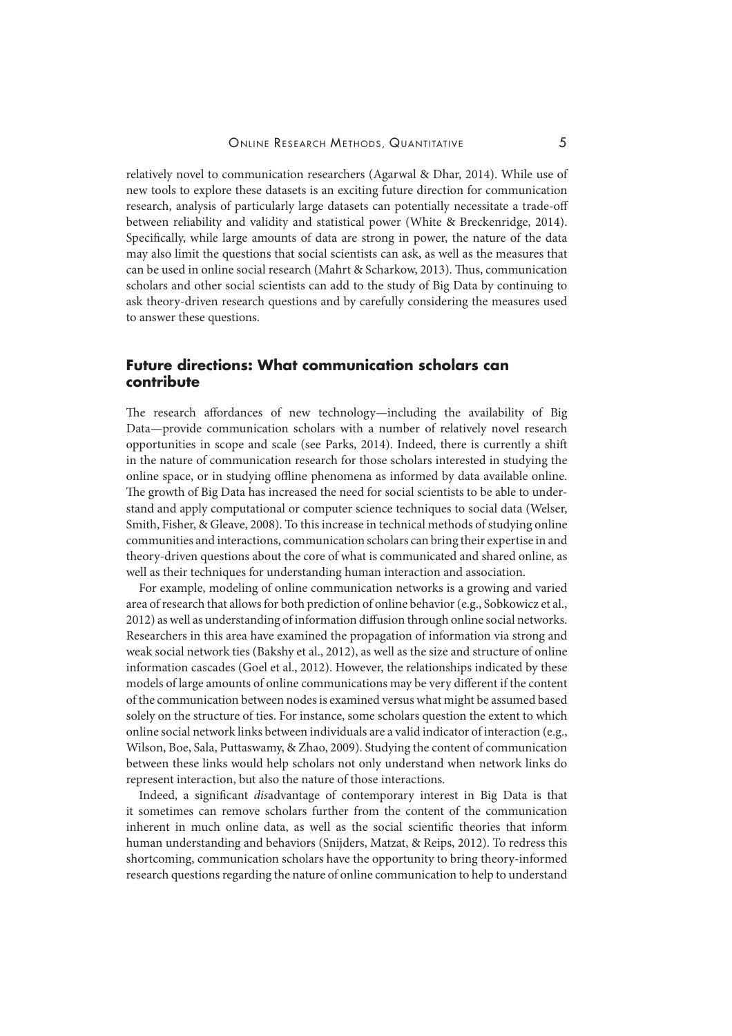relatively novel to communication researchers (Agarwal & Dhar, 2014). While use of new tools to explore these datasets is an exciting future direction for communication research, analysis of particularly large datasets can potentially necessitate a trade-off between reliability and validity and statistical power (White & Breckenridge, 2014). Specifically, while large amounts of data are strong in power, the nature of the data may also limit the questions that social scientists can ask, as well as the measures that can be used in online social research (Mahrt & Scharkow, 2013). Thus, communication scholars and other social scientists can add to the study of Big Data by continuing to ask theory-driven research questions and by carefully considering the measures used to answer these questions.

## Future directions: What communication scholars can contribute

The research affordances of new technology—including the availability of Big Data—provide communication scholars with a number of relatively novel research opportunities in scope and scale (see Parks, 2014). Indeed, there is currently a shift in the nature of communication research for those scholars interested in studying the online space, or in studying offline phenomena as informed by data available online. The growth of Big Data has increased the need for social scientists to be able to understand and apply computational or computer science techniques to social data (Welser, Smith, Fisher, & Gleave, 2008). To this increase in technical methods of studying online communities and interactions, communication scholars can bring their expertise in and theory-driven questions about the core of what is communicated and shared online, as well as their techniques for understanding human interaction and association.

For example, modeling of online communication networks is a growing and varied area of research that allows for both prediction of online behavior (e.g., Sobkowicz et al., 2012) as well as understanding of information diffusion through online social networks. Researchers in this area have examined the propagation of information via strong and weak social network ties (Bakshy et al., 2012), as well as the size and structure of online information cascades (Goel et al., 2012). However, the relationships indicated by these models of large amounts of online communications may be very different if the content of the communication between nodes is examined versus what might be assumed based solely on the structure of ties. For instance, some scholars question the extent to which online social network links between individuals are a valid indicator of interaction (e.g., Wilson, Boe, Sala, Puttaswamy, & Zhao, 2009). Studying the content of communication between these links would help scholars not only understand when network links do represent interaction, but also the nature of those interactions.

Indeed, a significant *dis*advantage of contemporary interest in Big Data is that it sometimes can remove scholars further from the content of the communication inherent in much online data, as well as the social scientific theories that inform human understanding and behaviors (Snijders, Matzat, & Reips, 2012). To redress this shortcoming, communication scholars have the opportunity to bring theory-informed research questions regarding the nature of online communication to help to understand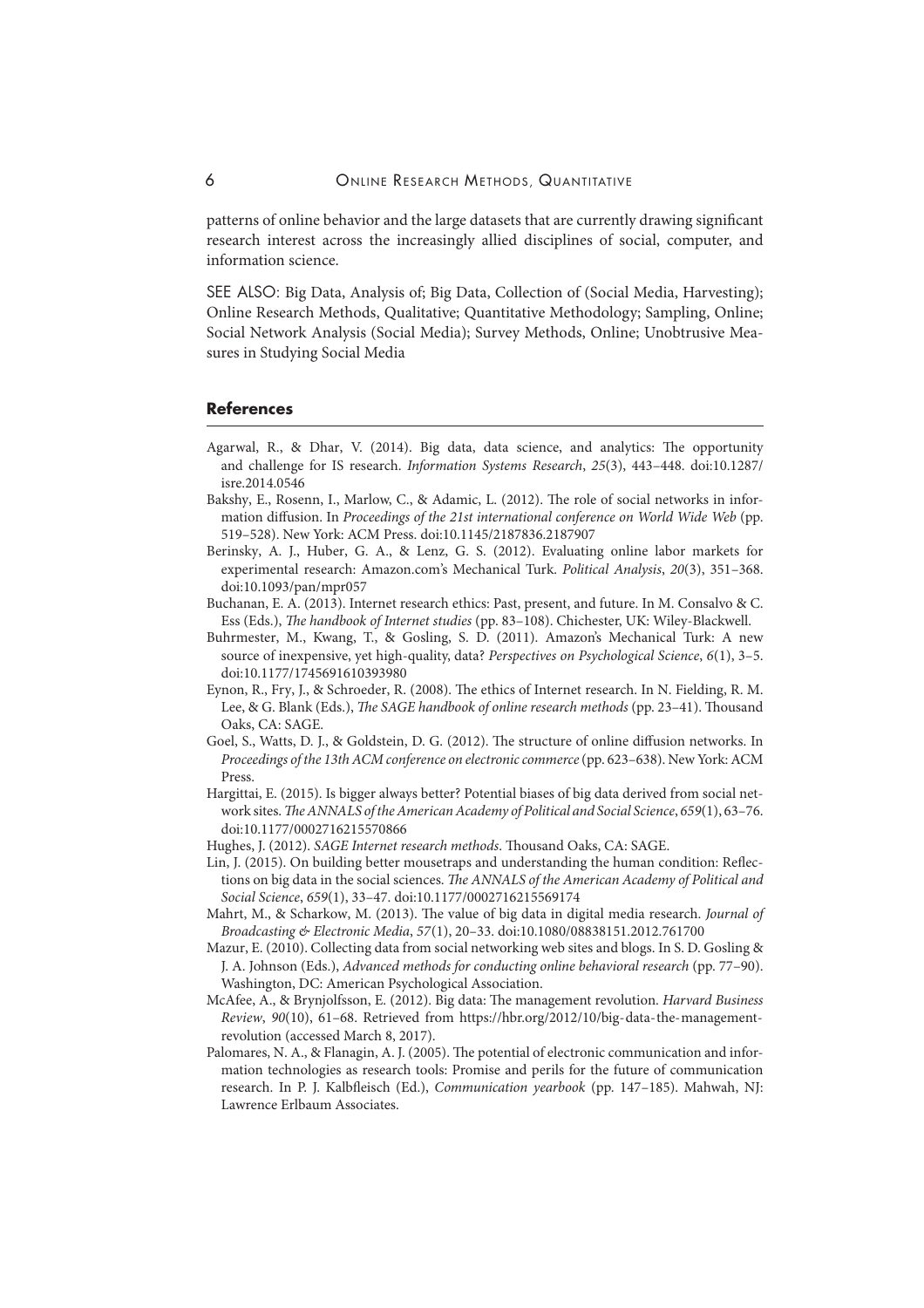patterns of online behavior and the large datasets that are currently drawing significant research interest across the increasingly allied disciplines of social, computer, and information science.

SEE ALSO: Big Data, Analysis of; Big Data, Collection of (Social Media, Harvesting); Online Research Methods, Qualitative; Quantitative Methodology; Sampling, Online; Social Network Analysis (Social Media); Survey Methods, Online; Unobtrusive Measures in Studying Social Media

## References

Agarwal, R., & Dhar, V. (2014). Big data, data science, and analytics: The opportunity and challenge for IS research. *Information Systems Research*, *25*(3), 443–448. doi:10.1287/isre.2014.0546

Bakshy, E., Rosenn, I., Marlow, C., & Adamic, L. (2012). The role of social networks in information diffusion. In *Proceedings of the 21st international conference on World Wide Web* (pp. 519–528). New York: ACM Press. doi:10.1145/2187836.2187907

Berinsky, A. J., Huber, G. A., & Lenz, G. S. (2012). Evaluating online labor markets for experimental research: Amazon.com's Mechanical Turk. *Political Analysis*, *20*(3), 351–368. doi:10.1093/pan/mpr057

Buchanan, E. A. (2013). Internet research ethics: Past, present, and future. In M. Consalvo & C. Ess (Eds.), *The handbook of Internet studies* (pp. 83–108). Chichester, UK: Wiley-Blackwell.

Buhrmester, M., Kwang, T., & Gosling, S. D. (2011). Amazon's Mechanical Turk: A new source of inexpensive, yet high-quality, data? *Perspectives on Psychological Science*, *6*(1), 3–5. doi:10.1177/1745691610393980

Eynon, R., Fry, J., & Schroeder, R. (2008). The ethics of Internet research. In N. Fielding, R. M. Lee, & G. Blank (Eds.), *The SAGE handbook of online research methods* (pp. 23–41). Thousand Oaks, CA: SAGE.

Goel, S., Watts, D. J., & Goldstein, D. G. (2012). The structure of online diffusion networks. In *Proceedings of the 13th ACM conference on electronic commerce* (pp. 623–638). New York: ACM Press.

Hargittai, E. (2015). Is bigger always better? Potential biases of big data derived from social network sites. *The ANNALS of the American Academy of Political and Social Science*, *659*(1), 63–76. doi:10.1177/0002716215570866

Hughes, J. (2012). *SAGE Internet research methods*. Thousand Oaks, CA: SAGE.

Lin, J. (2015). On building better mousetraps and understanding the human condition: Reflections on big data in the social sciences. *The ANNALS of the American Academy of Political and Social Science*, *659*(1), 33–47. doi:10.1177/0002716215569174

Mahrt, M., & Scharkow, M. (2013). The value of big data in digital media research. *Journal of Broadcasting & Electronic Media*, *57*(1), 20–33. doi:10.1080/08838151.2012.761700

Mazur, E. (2010). Collecting data from social networking web sites and blogs. In S. D. Gosling & J. A. Johnson (Eds.), *Advanced methods for conducting online behavioral research* (pp. 77–90). Washington, DC: American Psychological Association.

McAfee, A., & Brynjolfsson, E. (2012). Big data: The management revolution. *Harvard Business Review*, *90*(10), 61–68. Retrieved from https://hbr.org/2012/10/big-data-the-management-revolution (accessed March 8, 2017).

Palomares, N. A., & Flanagin, A. J. (2005). The potential of electronic communication and information technologies as research tools: Promise and perils for the future of communication research. In P. J. Kalbfleisch (Ed.), *Communication yearbook* (pp. 147–185). Mahwah, NJ: Lawrence Erlbaum Associates.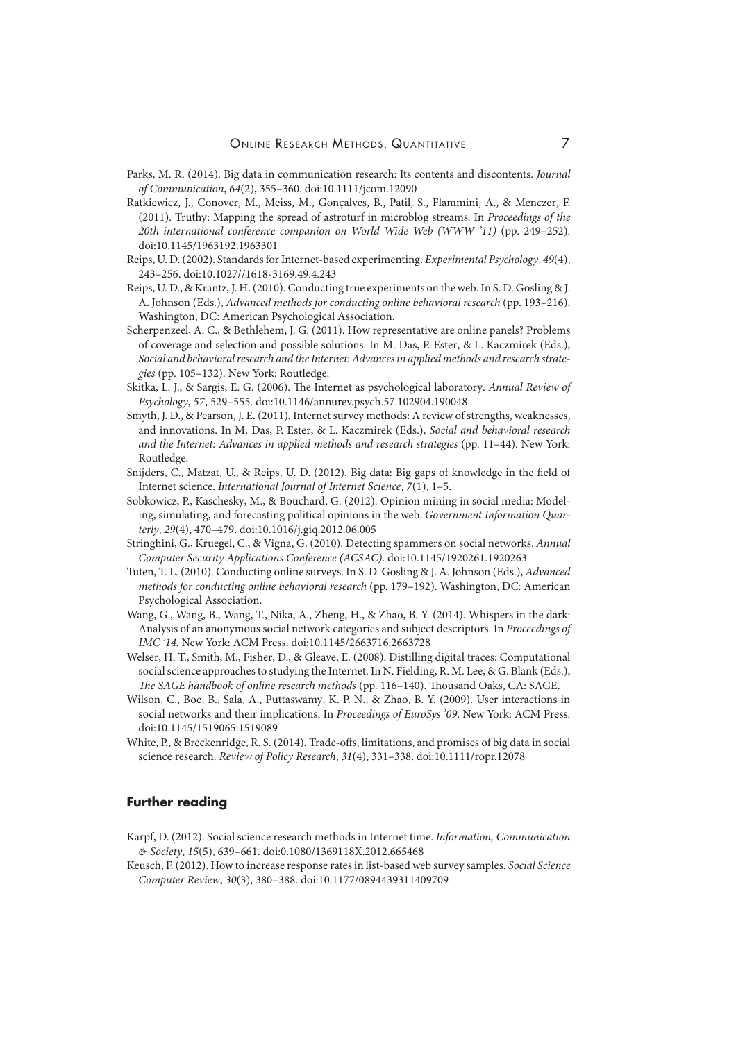Parks, M. R. (2014). Big data in communication research: Its contents and discontents. *Journal of Communication*, *64*(2), 355–360. doi:10.1111/jcom.12090

Ratkiewicz, J., Conover, M., Meiss, M., Gonçalves, B., Patil, S., Flammini, A., & Menczer, F. (2011). Truthy: Mapping the spread of astroturf in microblog streams. In *Proceedings of the 20th international conference companion on World Wide Web (WWW '11)* (pp. 249–252). doi:10.1145/1963192.1963301

Reips, U. D. (2002). Standards for Internet-based experimenting. *Experimental Psychology*, *49*(4), 243–256. doi:10.1027//1618-3169.49.4.243

Reips, U. D., & Krantz, J. H. (2010). Conducting true experiments on the web. In S. D. Gosling & J. A. Johnson (Eds.), *Advanced methods for conducting online behavioral research* (pp. 193–216). Washington, DC: American Psychological Association.

Scherpenzeel, A. C., & Bethlehem, J. G. (2011). How representative are online panels? Problems of coverage and selection and possible solutions. In M. Das, P. Ester, & L. Kaczmirek (Eds.), *Social and behavioral research and the Internet: Advances in applied methods and research strategies* (pp. 105–132). New York: Routledge.

Skitka, L. J., & Sargis, E. G. (2006). The Internet as psychological laboratory. *Annual Review of Psychology*, *57*, 529–555. doi:10.1146/annurev.psych.57.102904.190048

Smyth, J. D., & Pearson, J. E. (2011). Internet survey methods: A review of strengths, weaknesses, and innovations. In M. Das, P. Ester, & L. Kaczmirek (Eds.), *Social and behavioral research and the Internet: Advances in applied methods and research strategies* (pp. 11–44). New York: Routledge.

Snijders, C., Matzat, U., & Reips, U. D. (2012). Big data: Big gaps of knowledge in the field of Internet science. *International Journal of Internet Science*, *7*(1), 1–5.

Sobkowicz, P., Kaschesky, M., & Bouchard, G. (2012). Opinion mining in social media: Modeling, simulating, and forecasting political opinions in the web. *Government Information Quarterly*, *29*(4), 470–479. doi:10.1016/j.giq.2012.06.005

Stringhini, G., Kruegel, C., & Vigna, G. (2010). Detecting spammers on social networks. *Annual Computer Security Applications Conference (ACSAC)*. doi:10.1145/1920261.1920263

Tuten, T. L. (2010). Conducting online surveys. In S. D. Gosling & J. A. Johnson (Eds.), *Advanced methods for conducting online behavioral research* (pp. 179–192). Washington, DC: American Psychological Association.

Wang, G., Wang, B., Wang, T., Nika, A., Zheng, H., & Zhao, B. Y. (2014). Whispers in the dark: Analysis of an anonymous social network categories and subject descriptors. In *Proceedings of IMC '14*. New York: ACM Press. doi:10.1145/2663716.2663728

Welser, H. T., Smith, M., Fisher, D., & Gleave, E. (2008). Distilling digital traces: Computational social science approaches to studying the Internet. In N. Fielding, R. M. Lee, & G. Blank (Eds.), *The SAGE handbook of online research methods* (pp. 116–140). Thousand Oaks, CA: SAGE.

Wilson, C., Boe, B., Sala, A., Puttaswamy, K. P. N., & Zhao, B. Y. (2009). User interactions in social networks and their implications. In *Proceedings of EuroSys '09*. New York: ACM Press. doi:10.1145/1519065.1519089

White, P., & Breckenridge, R. S. (2014). Trade-offs, limitations, and promises of big data in social science research. *Review of Policy Research*, *31*(4), 331–338. doi:10.1111/ropr.12078

## Further reading

Karpf, D. (2012). Social science research methods in Internet time. *Information, Communication & Society*, *15*(5), 639–661. doi:0.1080/1369118X.2012.665468

Keusch, F. (2012). How to increase response rates in list-based web survey samples. *Social Science Computer Review*, *30*(3), 380–388. doi:10.1177/0894439311409709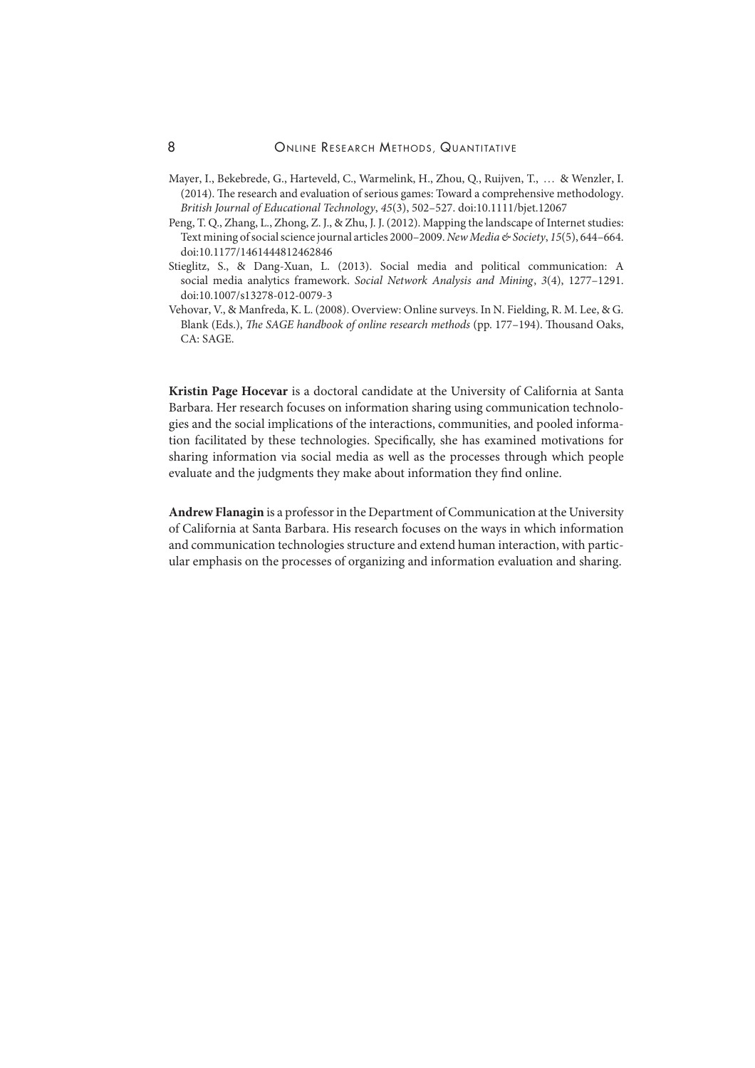Mayer, I., Bekebrede, G., Harteveld, C., Warmelink, H., Zhou, Q., Ruijven, T., … & Wenzler, I. (2014). The research and evaluation of serious games: Toward a comprehensive methodology. *British Journal of Educational Technology*, *45*(3), 502–527. doi:10.1111/bjet.12067

Peng, T. Q., Zhang, L., Zhong, Z. J., & Zhu, J. J. (2012). Mapping the landscape of Internet studies: Text mining of social science journal articles 2000–2009. *New Media & Society*, *15*(5), 644–664. doi:10.1177/1461444812462846

Stieglitz, S., & Dang-Xuan, L. (2013). Social media and political communication: A social media analytics framework. *Social Network Analysis and Mining*, *3*(4), 1277–1291. doi:10.1007/s13278-012-0079-3

Vehovar, V., & Manfreda, K. L. (2008). Overview: Online surveys. In N. Fielding, R. M. Lee, & G. Blank (Eds.), *The SAGE handbook of online research methods* (pp. 177–194). Thousand Oaks, CA: SAGE.

**Kristin Page Hocevar** is a doctoral candidate at the University of California at Santa Barbara. Her research focuses on information sharing using communication technologies and the social implications of the interactions, communities, and pooled information facilitated by these technologies. Specifically, she has examined motivations for sharing information via social media as well as the processes through which people evaluate and the judgments they make about information they find online.

**Andrew Flanagin** is a professor in the Department of Communication at the University of California at Santa Barbara. His research focuses on the ways in which information and communication technologies structure and extend human interaction, with particular emphasis on the processes of organizing and information evaluation and sharing.